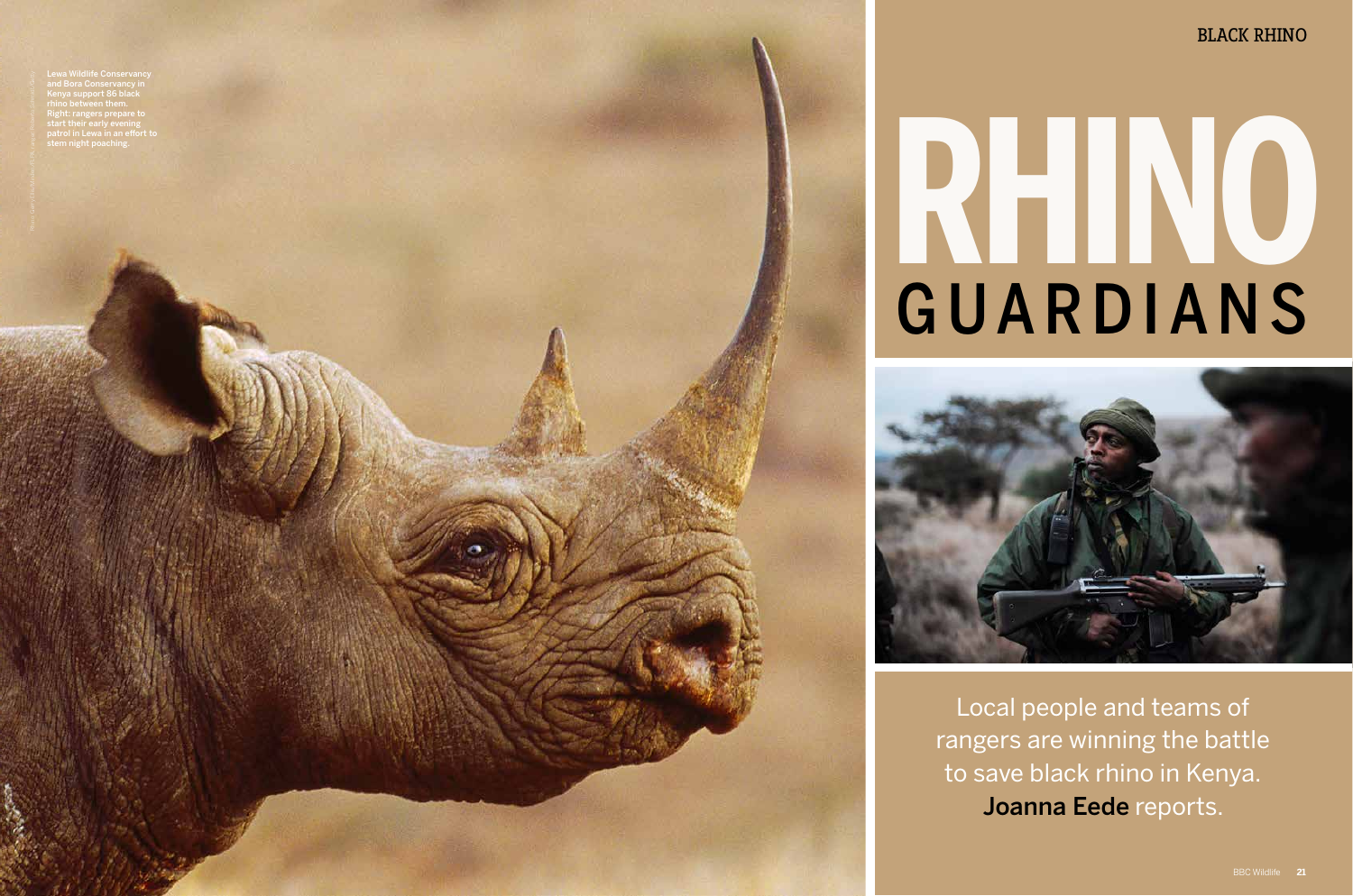# RHINO GUARDIANS

Lewa Wildlife Conservancy and Bora Conservancy in Kenya support 86 black rhino between them. Right: rangers prepare to start their early evening patrol in Lewa in an effort to stem night poaching.

Local people and teams of rangers are winning the battle to save black rhino in Kenya. **Joanna Eede** reports.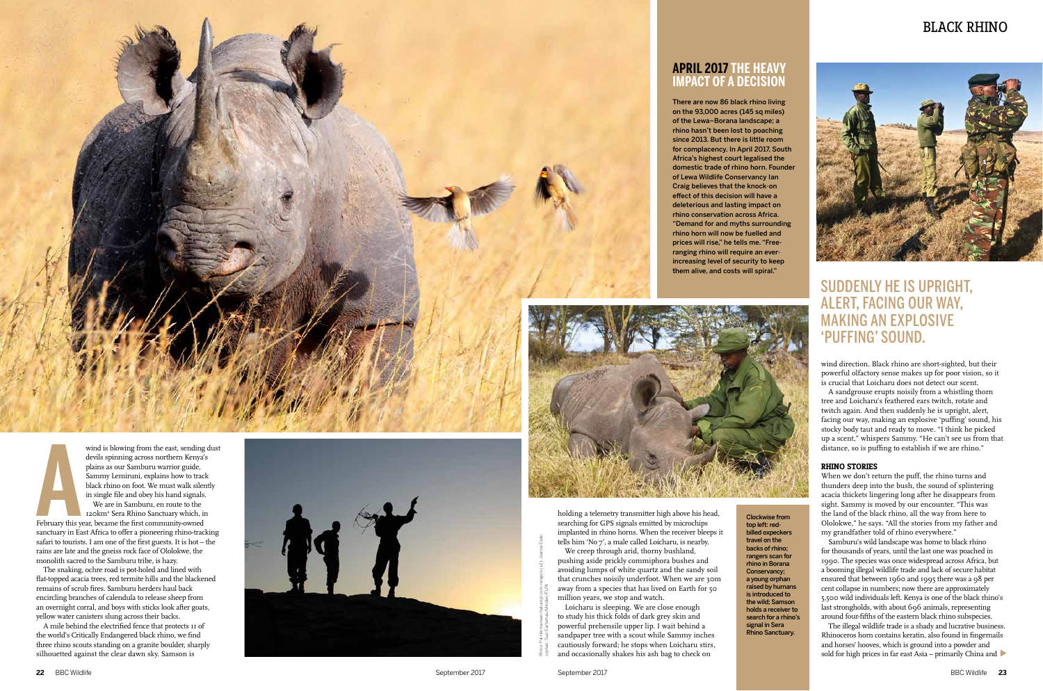# BLACK RHINO

A wind is blowing from the east, sending dust devils spinning across northern Kenya's plains as our Samburu warrior guide, Sammy Lemiruni, explains how to track black rhino on foot. We must walk silently in single file and obey his hand signals.

We are in Samburu, en route to the 120km² Sera Rhino Sanctuary which, in February this year, became the first community-owned sanctuary in East Africa to offer a pioneering rhino-tracking safari to tourists. I am one of the first guests. It is hot – the rains are late and the gneiss rock face of Ololokwe, the monolith sacred to the Samburu tribe, is hazy.

The snaking, ochre road is pot-holed and lined with flat-topped acacia trees, red termite hills and the blackened remains of scrub fires. Samburu herders haul back encircling branches of calendula to release sheep from an overnight corral, and boys with sticks look after goats, yellow water canisters slung across their backs.

A mile behind the electrified fence that protects 11 of the world's Critically Endangered black rhino, we find three rhino scouts standing on a granite boulder, sharply silhouetted against the clear dawn sky. Samson is holding a telemetry transmitter high above his head, searching for GPS signals emitted by microchips implanted in rhino horns. When the receiver bleeps it tells him 'No 7', a male called Loicharu, is nearby.

We creep through arid, thorny bushland, pushing aside prickly commiphora bushes and avoiding lumps of white quartz and the sandy soil that crunches noisily underfoot. When we are 30m away from a species that has lived on Earth for 50 million years, we stop and watch.

Loicharu is sleeping. We are close enough to study his thick folds of dark grey skin and powerful prehensile upper lip. I wait behind a sandpaper tree with a scout while Sammy inches cautiously forward; he stops when Loicharu stirs, and occasionally shakes his ash bag to check on wind direction. Black rhino are short-sighted, but their powerful olfactory sense makes up for poor vision, so it is crucial that Loicharu does not detect our scent.

A sandgrouse erupts noisily from a whistling thorn tree and Loicharu's feathered ears twitch, rotate and twitch again. And then suddenly he is upright, alert, facing our way, making an explosive 'puffing' sound, his stocky body taut and ready to move. "I think he picked up a scent," whispers Sammy. "He can't see us from that distance, so is puffing to establish if we are rhino."

## APRIL 2017 THE HEAVY IMPACT OF A DECISION

**There are now 86 black rhino living on the 93,000 acres (145 sq miles) of the Lewa–Borana landscape; a rhino hasn't been lost to poaching since 2013. But there is little room for complacency. In April 2017, South Africa's highest court legalised the domestic trade of rhino horn. Founder of Lewa Wildlife Conservancy Ian Craig believes that the knock-on effect of this decision will have a deleterious and lasting impact on rhino conservation across Africa. "Demand for and myths surrounding rhino horn will now be fuelled and prices will rise," he tells me. "Free-ranging rhino will require an ever-increasing level of security to keep them alive, and costs will spiral."**

## SUDDENLY HE IS UPRIGHT, ALERT, FACING OUR WAY, MAKING AN EXPLOSIVE 'PUFFING' SOUND.

### RHINO STORIES

When we don't return the puff, the rhino turns and thunders deep into the bush, the sound of splintering acacia thickets lingering long after he disappears from sight. Sammy is moved by our encounter. "This was the land of the black rhino, all the way from here to Ololokwe," he says. "All the stories from my father and my grandfather told of rhino everywhere."

Samburu's wild landscape was home to black rhino for thousands of years, until the last one was poached in 1990. The species was once widespread across Africa, but a booming illegal wildlife trade and lack of secure habitat ensured that between 1960 and 1995 there was a 98 per cent collapse in numbers; now there are approximately 5,500 wild individuals left. Kenya is one of the black rhino's last strongholds, with about 696 animals, representing around four-fifths of the eastern black rhino subspecies.

The illegal wildlife trade is a shady and lucrative business. Rhinoceros horn contains keratin, also found in fingernails and horses' hooves, which is ground into a powder and sold for high prices in far east Asia – primarily China and

**Clockwise from top left: red-billed oxpeckers travel on the backs of rhino; rangers scan for rhino in Borana Conservancy; a young orphan raised by humans is introduced to the wild; Samson holds a receiver to search for a rhino's signal in Sera Rhino Sanctuary.**

Rhino: Pal Hermansen/naturepl.com; rangers (x2): Joanna Eede; orphan: Suzi Eszterhas/Minden/FLPA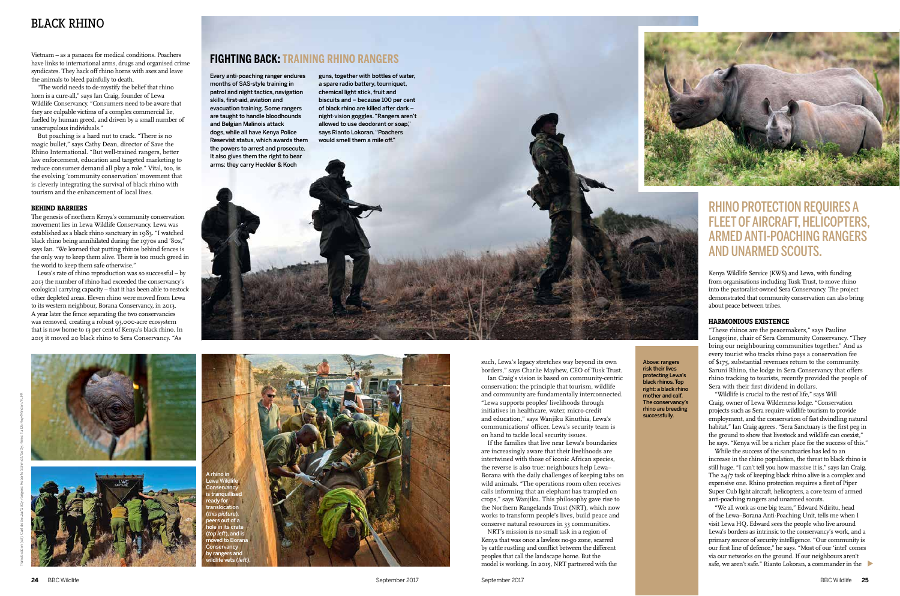Vietnam – as a panacea for medical conditions. Poachers have links to international arms, drugs and organised crime syndicates. They hack off rhino horns with axes and leave the animals to bleed painfully to death.

"The world needs to de-mystify the belief that rhino horn is a cure-all," says Ian Craig, founder of Lewa Wildlife Conservancy. "Consumers need to be aware that they are culpable victims of a complex commercial lie, fuelled by human greed, and driven by a small number of unscrupulous individuals."

But poaching is a hard nut to crack. "There is no magic bullet," says Cathy Dean, director of Save the Rhino International. "But well-trained rangers, better law enforcement, education and targeted marketing to reduce consumer demand all play a role." Vital, too, is the evolving 'community conservation' movement that is cleverly integrating the survival of black rhino with tourism and the enhancement of local lives.

### BEHIND BARRIERS

The genesis of northern Kenya's community conservation movement lies in Lewa Wildlife Conservancy. Lewa was established as a black rhino sanctuary in 1983. "I watched black rhino being annihilated during the 1970s and '80s," says Ian. "We learned that putting rhinos behind fences is the only way to keep them alive. There is too much greed in the world to keep them safe otherwise."

Lewa's rate of rhino reproduction was so successful – by 2013 the number of rhino had exceeded the conservancy's ecological carrying capacity – that it has been able to restock other depleted areas. Eleven rhino were moved from Lewa to its western neighbour, Borana Conservancy, in 2013. A year later the fence separating the two conservancies was removed, creating a robust 93,000-acre ecosystem that is now home to 13 per cent of Kenya's black rhino. In 2015 it moved 20 black rhino to Sera Conservancy. "As such, Lewa's legacy stretches way beyond its own borders," says Charlie Mayhew, CEO of Tusk Trust.

Ian Craig's vision is based on community-centric conservation: the principle that tourism, wildlife and community are fundamentally interconnected. "Lewa supports peoples' livelihoods through initiatives in healthcare, water, micro-credit and education," says Wanjiku Kinuthia, Lewa's communications' officer. Lewa's security team is on hand to tackle local security issues.

If the families that live near Lewa's boundaries are increasingly aware that their livelihoods are intertwined with those of iconic African species, the reverse is also true: neighbours help Lewa–Borana with the daily challenges of keeping tabs on wild animals. "The operations room often receives calls informing that an elephant has trampled on crops," says Wanjiku. This philosophy gave rise to the Northern Rangelands Trust (NRT), which now works to transform people's lives, build peace and conserve natural resources in 33 communities.

NRT's mission is no small task in a region of Kenya that was once a lawless no-go zone, scarred by cattle rustling and conflict between the different peoples that call the landscape home. But the model is working. In 2015, NRT partnered with the Kenya Wildlife Service (KWS) and Lewa, with funding from organisations including Tusk Trust, to move rhino into the pastoralist-owned Sera Conservancy. The project demonstrated that community conservation can also bring about peace between tribes.

## FIGHTING BACK: TRAINING RHINO RANGERS

**Every anti-poaching ranger endures months of SAS-style training in patrol and night tactics, navigation skills, first-aid, aviation and evacuation training. Some rangers are taught to handle bloodhounds and Belgian Malinois attack dogs, while all have Kenya Police Reservist status, which awards them the powers to arrest and prosecute. It also gives them the right to bear arms: they carry Heckler & Koch guns, together with bottles of water, a spare radio battery, tourniquet, chemical light stick, fruit and biscuits and – because 100 per cent of black rhino are killed after dark – night-vision goggles. "Rangers aren't allowed to use deodorant or soap," says Rianto Lokoran. "Poachers would smell them a mile off."**

A rhino in Lewa Wildlife Conservancy is tranquillised ready for translocation (*this picture*), peers out of a hole in its crate (*top left*), and is moved to Borana Conservancy by rangers and wildlife vets (*left*).

**Above: rangers risk their lives protecting Lewa's black rhinos. Top right: a black rhino mother and calf. The conservancy's rhino are breeding successfully.**

## RHINO PROTECTION REQUIRES A FLEET OF AIRCRAFT, HELICOPTERS, ARMED ANTI-POACHING RANGERS AND UNARMED SCOUTS.

### HARMONIOUS EXISTENCE

"These rhinos are the peacemakers," says Pauline Longojine, chair of Sera Community Conservancy. "They bring our neighbouring communities together." And as every tourist who tracks rhino pays a conservation fee of $175, substantial revenues return to the community. Saruni Rhino, the lodge in Sera Conservancy that offers rhino tracking to tourists, recently provided the people of Sera with their first dividend in dollars.

"Wildlife is crucial to the rest of life," says Will Craig, owner of Lewa Wilderness lodge. "Conservation projects such as Sera require wildlife tourism to provide employment, and the conservation of fast dwindling natural habitat." Ian Craig agrees. "Sera Sanctuary is the first peg in the ground to show that livestock and wildlife can coexist," he says. "Kenya will be a richer place for the success of this."

While the success of the sanctuaries has led to an increase in the rhino population, the threat to black rhino is still huge. "I can't tell you how massive it is," says Ian Craig. The 24/7 task of keeping black rhino alive is a complex and expensive one. Rhino protection requires a fleet of Piper Super Cub light aircraft, helicopters, a core team of armed anti-poaching rangers and unarmed scouts.

"We all work as one big team," Edward Ndiritu, head of the Lewa–Borana Anti-Poaching Unit, tells me when I visit Lewa HQ. Edward sees the people who live around Lewa's borders as intrinsic to the conservancy's work, and a primary source of security intelligence. "Our community is our first line of defence," he says. "Most of our 'intel' comes via our networks on the ground. If our neighbours aren't safe, we aren't safe." Rianto Lokoran, a commander in the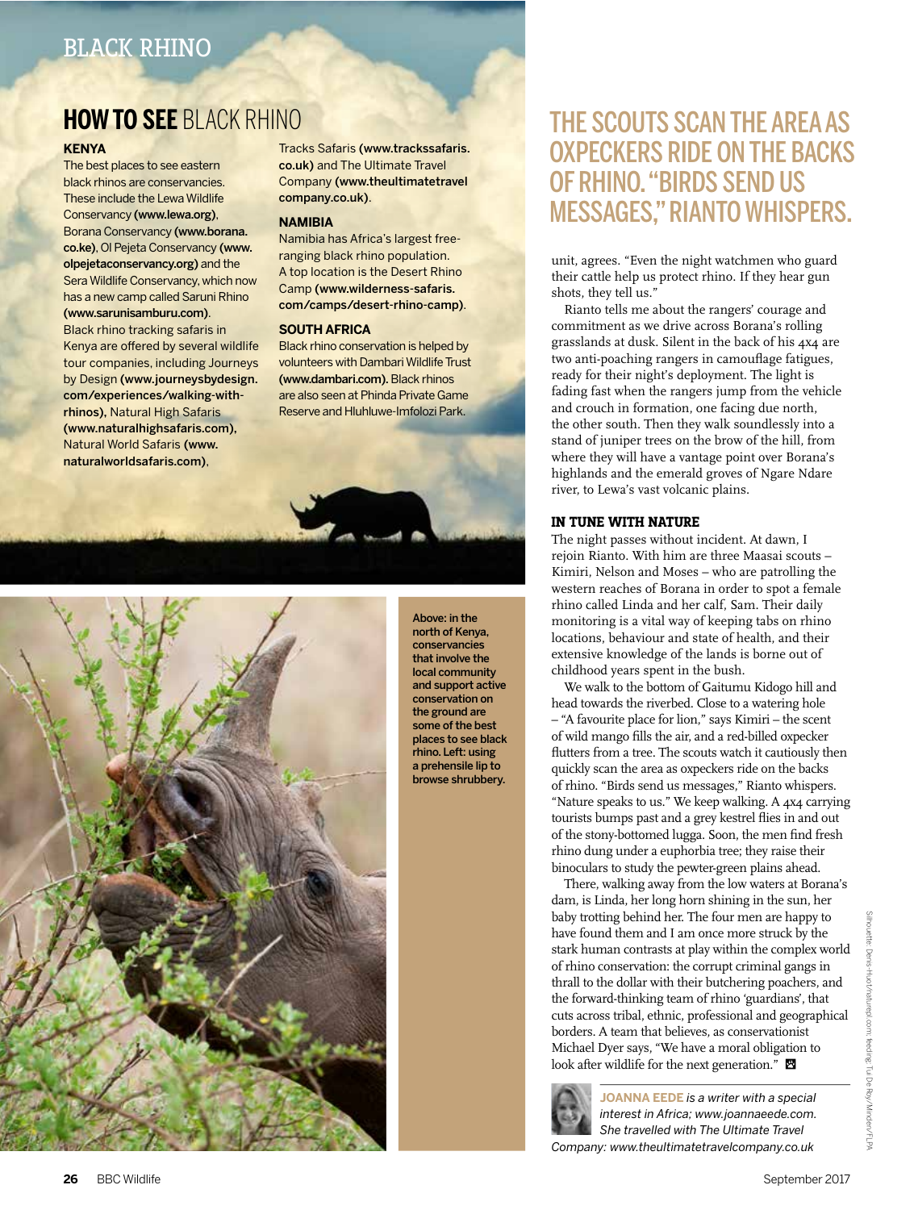## HOW TO SEE BLACK RHINO

**KENYA**
The best places to see eastern black rhinos are conservancies. These include the Lewa Wildlife Conservancy **(www.lewa.org)**, Borana Conservancy **(www.borana.co.ke)**, Ol Pejeta Conservancy **(www.olpejetaconservancy.org)** and the Sera Wildlife Conservancy, which now has a new camp called Saruni Rhino **(www.sarunisamburu.com)**. Black rhino tracking safaris in Kenya are offered by several wildlife tour companies, including Journeys by Design **(www.journeysbydesign.com/experiences/walking-with-rhinos)**, Natural High Safaris **(www.naturalhighsafaris.com)**, Natural World Safaris **(www.naturalworldsafaris.com)**, Tracks Safaris **(www.trackssafaris.co.uk)** and The Ultimate Travel Company **(www.theultimatetravelcompany.co.uk)**.

**NAMIBIA**
Namibia has Africa's largest free-ranging black rhino population. A top location is the Desert Rhino Camp **(www.wilderness-safaris.com/camps/desert-rhino-camp)**.

**SOUTH AFRICA**
Black rhino conservation is helped by volunteers with Dambari Wildlife Trust **(www.dambari.com).** Black rhinos are also seen at Phinda Private Game Reserve and Hluhluwe-Imfolozi Park.

**Above: in the north of Kenya, conservancies that involve the local community and support active conservation on the ground are some of the best places to see black rhino. Left: using a prehensile lip to browse shrubbery.**

## THE SCOUTS SCAN THE AREA AS OXPECKERS RIDE ON THE BACKS OF RHINO. "BIRDS SEND US MESSAGES," RIANTO WHISPERS.

unit, agrees. "Even the night watchmen who guard their cattle help us protect rhino. If they hear gun shots, they tell us."

Rianto tells me about the rangers' courage and commitment as we drive across Borana's rolling grasslands at dusk. Silent in the back of his 4x4 are two anti-poaching rangers in camouflage fatigues, ready for their night's deployment. The light is fading fast when the rangers jump from the vehicle and crouch in formation, one facing due north, the other south. Then they walk soundlessly into a stand of juniper trees on the brow of the hill, from where they will have a vantage point over Borana's highlands and the emerald groves of Ngare Ndare river, to Lewa's vast volcanic plains.

### IN TUNE WITH NATURE

The night passes without incident. At dawn, I rejoin Rianto. With him are three Maasai scouts – Kimiri, Nelson and Moses – who are patrolling the western reaches of Borana in order to spot a female rhino called Linda and her calf, Sam. Their daily monitoring is a vital way of keeping tabs on rhino locations, behaviour and state of health, and their extensive knowledge of the lands is borne out of childhood years spent in the bush.

We walk to the bottom of Gaitumu Kidogo hill and head towards the riverbed. Close to a watering hole – "A favourite place for lion," says Kimiri – the scent of wild mango fills the air, and a red-billed oxpecker flutters from a tree. The scouts watch it cautiously then quickly scan the area as oxpeckers ride on the backs of rhino. "Birds send us messages," Rianto whispers. "Nature speaks to us." We keep walking. A 4x4 carrying tourists bumps past and a grey kestrel flies in and out of the stony-bottomed lugga. Soon, the men find fresh rhino dung under a euphorbia tree; they raise their binoculars to study the pewter-green plains ahead.

There, walking away from the low waters at Borana's dam, is Linda, her long horn shining in the sun, her baby trotting behind her. The four men are happy to have found them and I am once more struck by the stark human contrasts at play within the complex world of rhino conservation: the corrupt criminal gangs in thrall to the dollar with their butchering poachers, and the forward-thinking team of rhino 'guardians', that cuts across tribal, ethnic, professional and geographical borders. A team that believes, as conservationist Michael Dyer says, "We have a moral obligation to look after wildlife for the next generation." ■

**JOANNA EEDE** *is a writer with a special interest in Africa; www.joannaeede.com. She travelled with The Ultimate Travel Company: www.theultimatetravelcompany.co.uk*

Silhouette: Denis-Huot/naturepl.com; feeding: Tui De Roy/Minden/FLPA